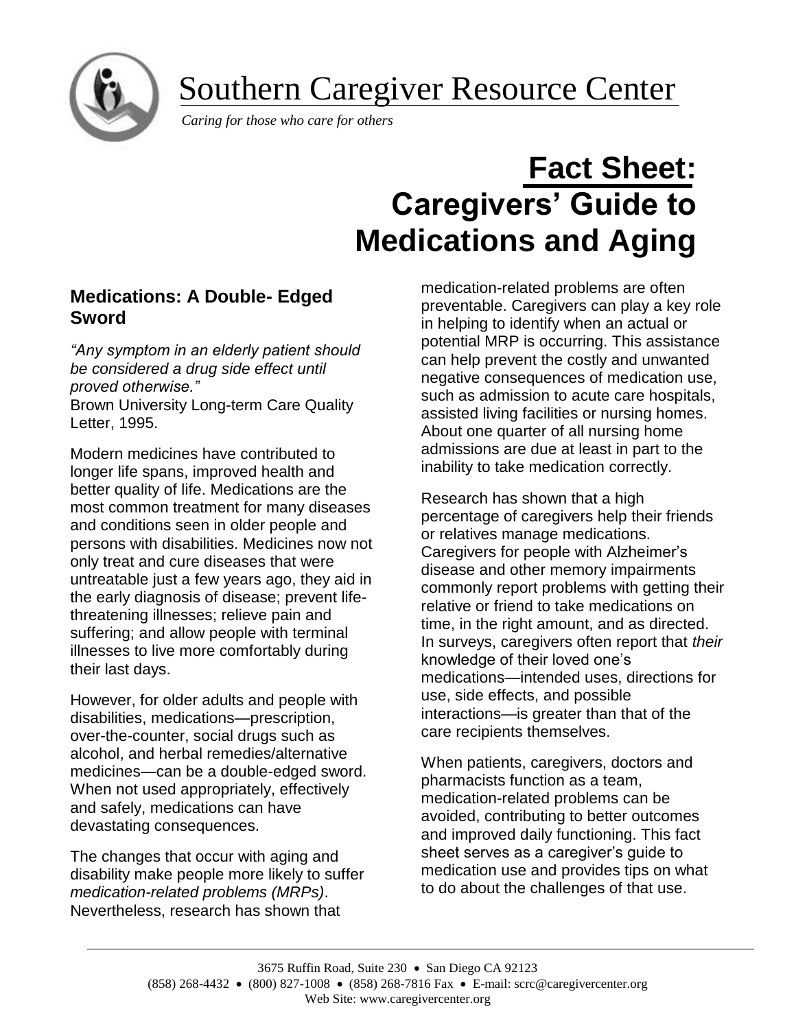# Southern Caregiver Resource Center

*Caring for those who care for others*

# Fact Sheet: Caregivers' Guide to Medications and Aging

## Medications: A Double- Edged Sword

*"Any symptom in an elderly patient should be considered a drug side effect until proved otherwise."*
Brown University Long-term Care Quality Letter, 1995.

Modern medicines have contributed to longer life spans, improved health and better quality of life. Medications are the most common treatment for many diseases and conditions seen in older people and persons with disabilities. Medicines now not only treat and cure diseases that were untreatable just a few years ago, they aid in the early diagnosis of disease; prevent life-threatening illnesses; relieve pain and suffering; and allow people with terminal illnesses to live more comfortably during their last days.

However, for older adults and people with disabilities, medications—prescription, over-the-counter, social drugs such as alcohol, and herbal remedies/alternative medicines—can be a double-edged sword. When not used appropriately, effectively and safely, medications can have devastating consequences.

The changes that occur with aging and disability make people more likely to suffer *medication-related problems (MRPs)*. Nevertheless, research has shown that medication-related problems are often preventable. Caregivers can play a key role in helping to identify when an actual or potential MRP is occurring. This assistance can help prevent the costly and unwanted negative consequences of medication use, such as admission to acute care hospitals, assisted living facilities or nursing homes. About one quarter of all nursing home admissions are due at least in part to the inability to take medication correctly.

Research has shown that a high percentage of caregivers help their friends or relatives manage medications. Caregivers for people with Alzheimer's disease and other memory impairments commonly report problems with getting their relative or friend to take medications on time, in the right amount, and as directed. In surveys, caregivers often report that *their* knowledge of their loved one's medications—intended uses, directions for use, side effects, and possible interactions—is greater than that of the care recipients themselves.

When patients, caregivers, doctors and pharmacists function as a team, medication-related problems can be avoided, contributing to better outcomes and improved daily functioning. This fact sheet serves as a caregiver's guide to medication use and provides tips on what to do about the challenges of that use.

3675 Ruffin Road, Suite 230 • San Diego CA 92123
(858) 268-4432 • (800) 827-1008 • (858) 268-7816 Fax • E-mail: scrc@caregivercenter.org
Web Site: www.caregivercenter.org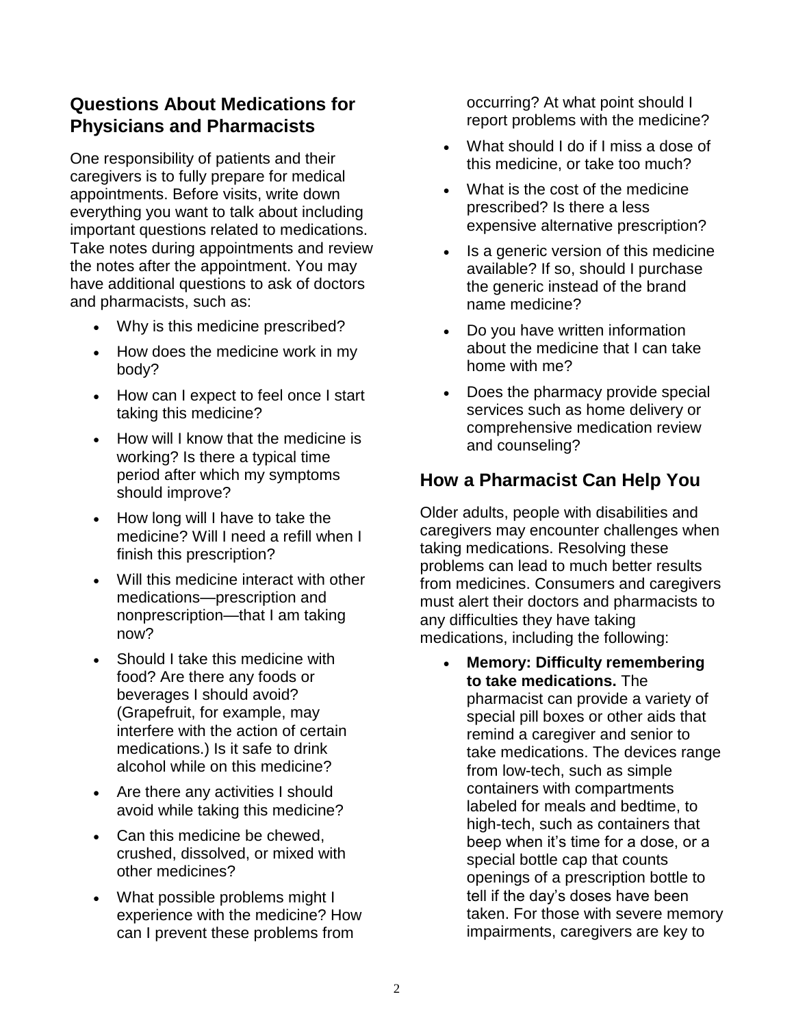## Questions About Medications for Physicians and Pharmacists

One responsibility of patients and their caregivers is to fully prepare for medical appointments. Before visits, write down everything you want to talk about including important questions related to medications. Take notes during appointments and review the notes after the appointment. You may have additional questions to ask of doctors and pharmacists, such as:

- Why is this medicine prescribed?
- How does the medicine work in my body?
- How can I expect to feel once I start taking this medicine?
- How will I know that the medicine is working? Is there a typical time period after which my symptoms should improve?
- How long will I have to take the medicine? Will I need a refill when I finish this prescription?
- Will this medicine interact with other medications—prescription and nonprescription—that I am taking now?
- Should I take this medicine with food? Are there any foods or beverages I should avoid? (Grapefruit, for example, may interfere with the action of certain medications.) Is it safe to drink alcohol while on this medicine?
- Are there any activities I should avoid while taking this medicine?
- Can this medicine be chewed, crushed, dissolved, or mixed with other medicines?
- What possible problems might I experience with the medicine? How can I prevent these problems from occurring? At what point should I report problems with the medicine?
- What should I do if I miss a dose of this medicine, or take too much?
- What is the cost of the medicine prescribed? Is there a less expensive alternative prescription?
- Is a generic version of this medicine available? If so, should I purchase the generic instead of the brand name medicine?
- Do you have written information about the medicine that I can take home with me?
- Does the pharmacy provide special services such as home delivery or comprehensive medication review and counseling?

## How a Pharmacist Can Help You

Older adults, people with disabilities and caregivers may encounter challenges when taking medications. Resolving these problems can lead to much better results from medicines. Consumers and caregivers must alert their doctors and pharmacists to any difficulties they have taking medications, including the following:

- **Memory: Difficulty remembering to take medications.** The pharmacist can provide a variety of special pill boxes or other aids that remind a caregiver and senior to take medications. The devices range from low-tech, such as simple containers with compartments labeled for meals and bedtime, to high-tech, such as containers that beep when it's time for a dose, or a special bottle cap that counts openings of a prescription bottle to tell if the day's doses have been taken. For those with severe memory impairments, caregivers are key to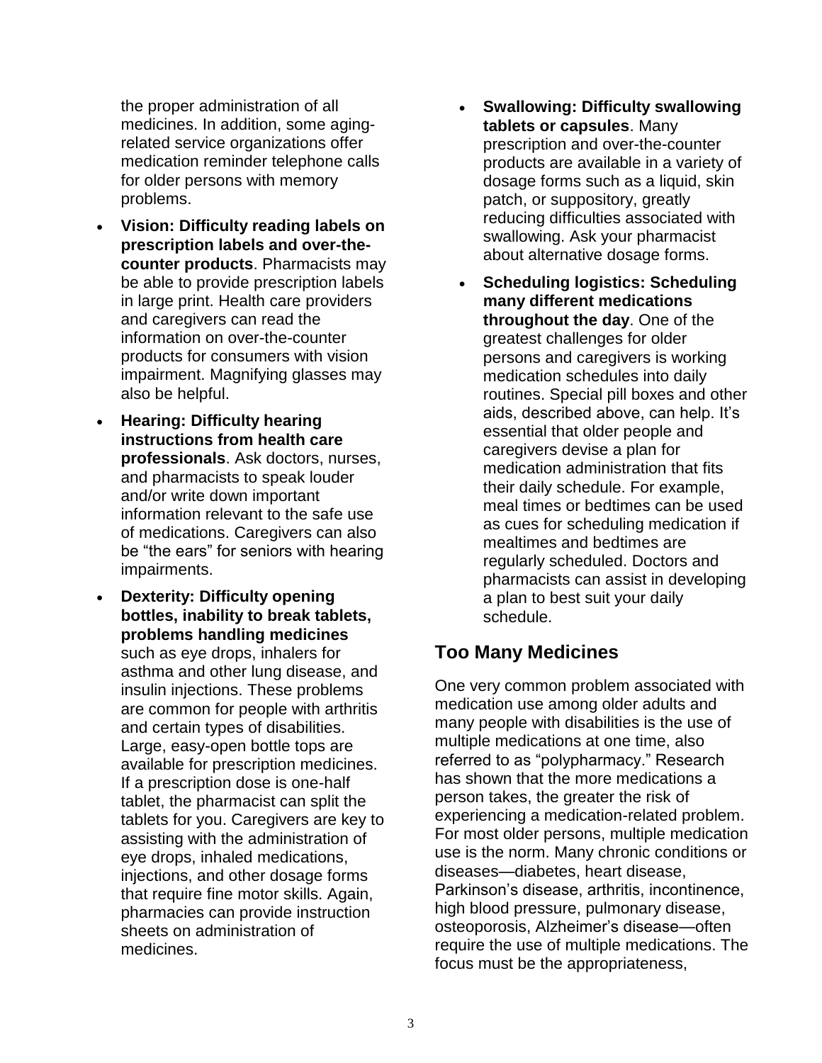the proper administration of all medicines. In addition, some aging-related service organizations offer medication reminder telephone calls for older persons with memory problems.

- **Vision: Difficulty reading labels on prescription labels and over-the-counter products**. Pharmacists may be able to provide prescription labels in large print. Health care providers and caregivers can read the information on over-the-counter products for consumers with vision impairment. Magnifying glasses may also be helpful.
- **Hearing: Difficulty hearing instructions from health care professionals**. Ask doctors, nurses, and pharmacists to speak louder and/or write down important information relevant to the safe use of medications. Caregivers can also be "the ears" for seniors with hearing impairments.
- **Dexterity: Difficulty opening bottles, inability to break tablets, problems handling medicines** such as eye drops, inhalers for asthma and other lung disease, and insulin injections. These problems are common for people with arthritis and certain types of disabilities. Large, easy-open bottle tops are available for prescription medicines. If a prescription dose is one-half tablet, the pharmacist can split the tablets for you. Caregivers are key to assisting with the administration of eye drops, inhaled medications, injections, and other dosage forms that require fine motor skills. Again, pharmacies can provide instruction sheets on administration of medicines.
- **Swallowing: Difficulty swallowing tablets or capsules**. Many prescription and over-the-counter products are available in a variety of dosage forms such as a liquid, skin patch, or suppository, greatly reducing difficulties associated with swallowing. Ask your pharmacist about alternative dosage forms.
- **Scheduling logistics: Scheduling many different medications throughout the day**. One of the greatest challenges for older persons and caregivers is working medication schedules into daily routines. Special pill boxes and other aids, described above, can help. It's essential that older people and caregivers devise a plan for medication administration that fits their daily schedule. For example, meal times or bedtimes can be used as cues for scheduling medication if mealtimes and bedtimes are regularly scheduled. Doctors and pharmacists can assist in developing a plan to best suit your daily schedule.

## Too Many Medicines

One very common problem associated with medication use among older adults and many people with disabilities is the use of multiple medications at one time, also referred to as "polypharmacy." Research has shown that the more medications a person takes, the greater the risk of experiencing a medication-related problem. For most older persons, multiple medication use is the norm. Many chronic conditions or diseases—diabetes, heart disease, Parkinson's disease, arthritis, incontinence, high blood pressure, pulmonary disease, osteoporosis, Alzheimer's disease—often require the use of multiple medications. The focus must be the appropriateness,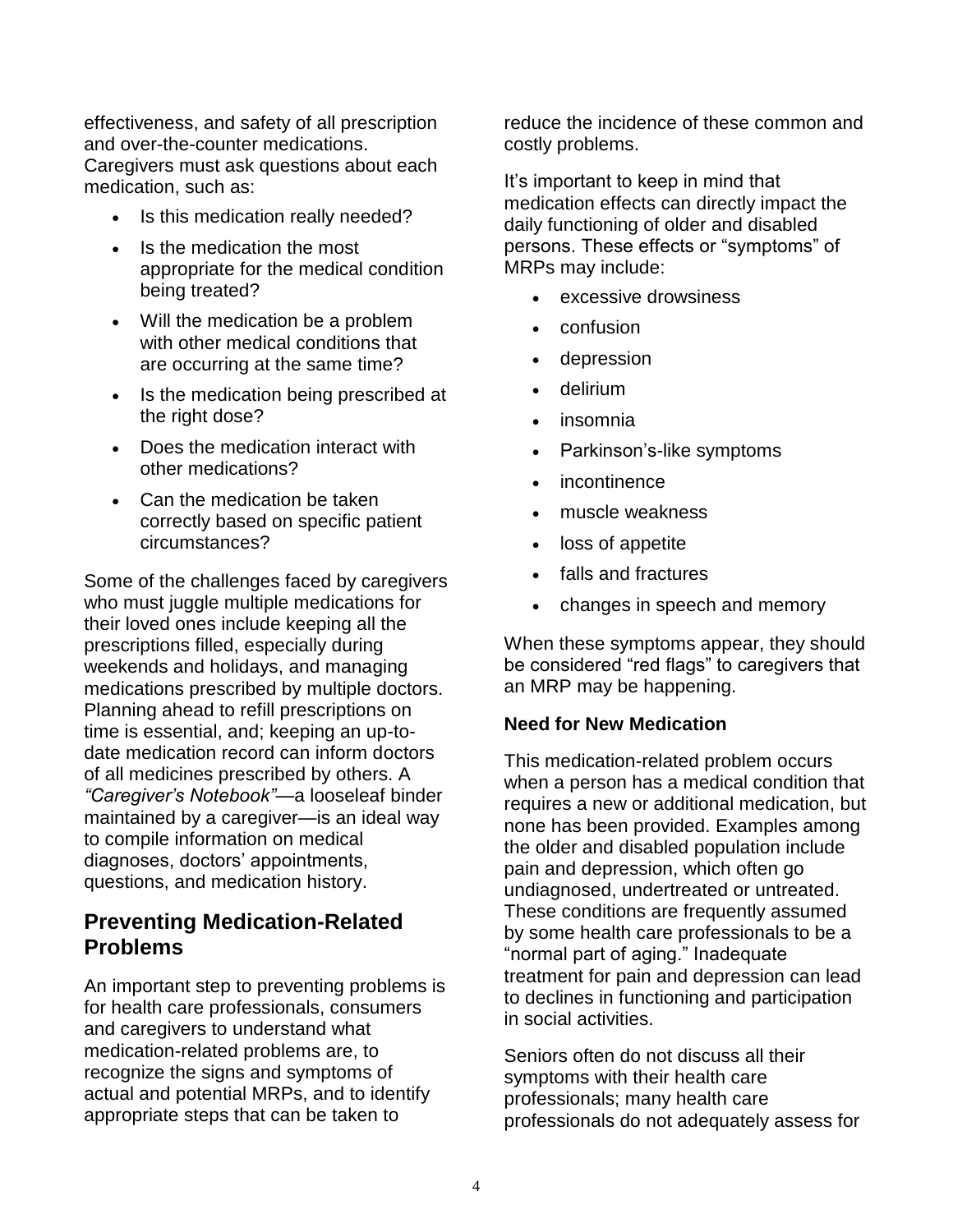effectiveness, and safety of all prescription and over-the-counter medications. Caregivers must ask questions about each medication, such as:

- Is this medication really needed?
- Is the medication the most appropriate for the medical condition being treated?
- Will the medication be a problem with other medical conditions that are occurring at the same time?
- Is the medication being prescribed at the right dose?
- Does the medication interact with other medications?
- Can the medication be taken correctly based on specific patient circumstances?

Some of the challenges faced by caregivers who must juggle multiple medications for their loved ones include keeping all the prescriptions filled, especially during weekends and holidays, and managing medications prescribed by multiple doctors. Planning ahead to refill prescriptions on time is essential, and; keeping an up-to-date medication record can inform doctors of all medicines prescribed by others. A *"Caregiver's Notebook"*—a looseleaf binder maintained by a caregiver—is an ideal way to compile information on medical diagnoses, doctors' appointments, questions, and medication history.

## Preventing Medication-Related Problems

An important step to preventing problems is for health care professionals, consumers and caregivers to understand what medication-related problems are, to recognize the signs and symptoms of actual and potential MRPs, and to identify appropriate steps that can be taken to reduce the incidence of these common and costly problems.

It's important to keep in mind that medication effects can directly impact the daily functioning of older and disabled persons. These effects or "symptoms" of MRPs may include:

- excessive drowsiness
- confusion
- depression
- delirium
- insomnia
- Parkinson's-like symptoms
- incontinence
- muscle weakness
- loss of appetite
- falls and fractures
- changes in speech and memory

When these symptoms appear, they should be considered "red flags" to caregivers that an MRP may be happening.

**Need for New Medication**

This medication-related problem occurs when a person has a medical condition that requires a new or additional medication, but none has been provided. Examples among the older and disabled population include pain and depression, which often go undiagnosed, undertreated or untreated. These conditions are frequently assumed by some health care professionals to be a "normal part of aging." Inadequate treatment for pain and depression can lead to declines in functioning and participation in social activities.

Seniors often do not discuss all their symptoms with their health care professionals; many health care professionals do not adequately assess for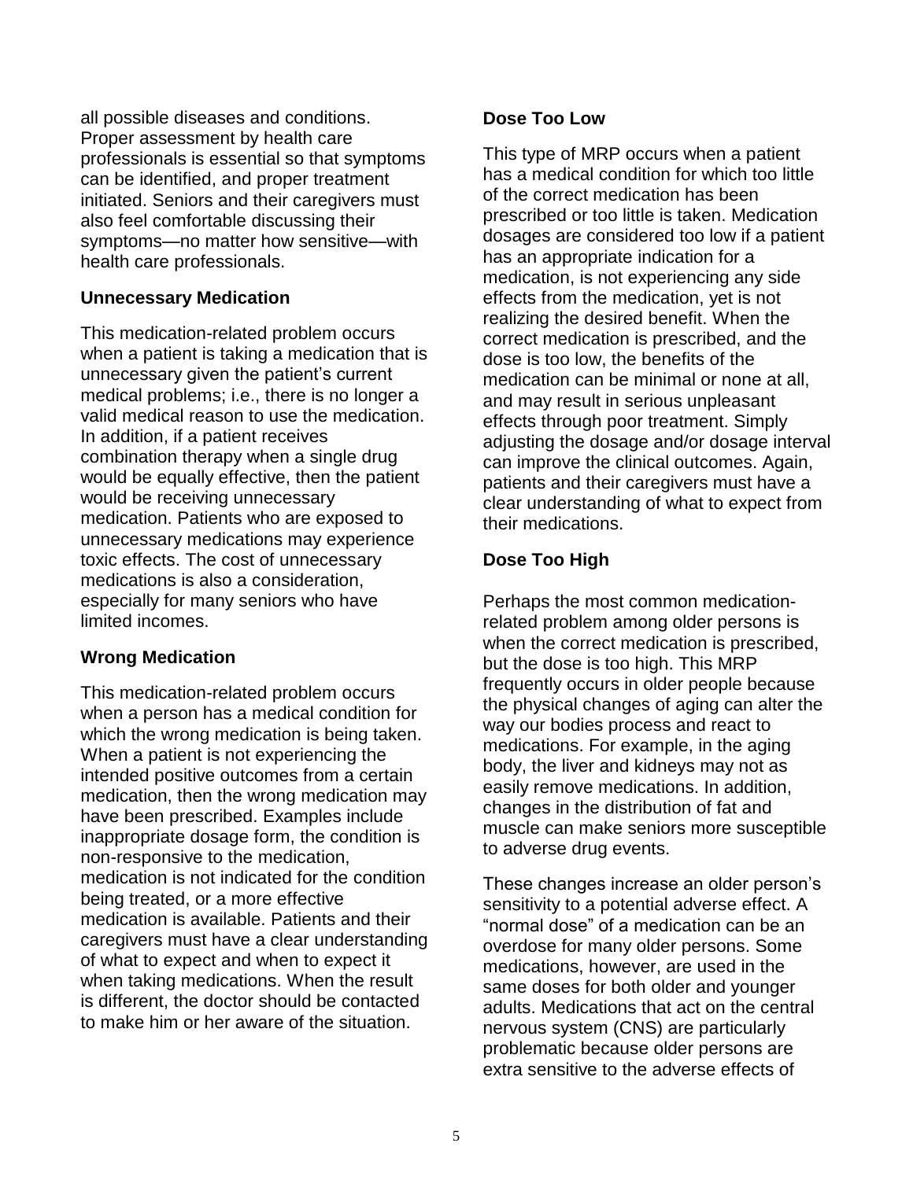all possible diseases and conditions. Proper assessment by health care professionals is essential so that symptoms can be identified, and proper treatment initiated. Seniors and their caregivers must also feel comfortable discussing their symptoms—no matter how sensitive—with health care professionals.

**Unnecessary Medication**

This medication-related problem occurs when a patient is taking a medication that is unnecessary given the patient's current medical problems; i.e., there is no longer a valid medical reason to use the medication. In addition, if a patient receives combination therapy when a single drug would be equally effective, then the patient would be receiving unnecessary medication. Patients who are exposed to unnecessary medications may experience toxic effects. The cost of unnecessary medications is also a consideration, especially for many seniors who have limited incomes.

**Wrong Medication**

This medication-related problem occurs when a person has a medical condition for which the wrong medication is being taken. When a patient is not experiencing the intended positive outcomes from a certain medication, then the wrong medication may have been prescribed. Examples include inappropriate dosage form, the condition is non-responsive to the medication, medication is not indicated for the condition being treated, or a more effective medication is available. Patients and their caregivers must have a clear understanding of what to expect and when to expect it when taking medications. When the result is different, the doctor should be contacted to make him or her aware of the situation.

**Dose Too Low**

This type of MRP occurs when a patient has a medical condition for which too little of the correct medication has been prescribed or too little is taken. Medication dosages are considered too low if a patient has an appropriate indication for a medication, is not experiencing any side effects from the medication, yet is not realizing the desired benefit. When the correct medication is prescribed, and the dose is too low, the benefits of the medication can be minimal or none at all, and may result in serious unpleasant effects through poor treatment. Simply adjusting the dosage and/or dosage interval can improve the clinical outcomes. Again, patients and their caregivers must have a clear understanding of what to expect from their medications.

**Dose Too High**

Perhaps the most common medication-related problem among older persons is when the correct medication is prescribed, but the dose is too high. This MRP frequently occurs in older people because the physical changes of aging can alter the way our bodies process and react to medications. For example, in the aging body, the liver and kidneys may not as easily remove medications. In addition, changes in the distribution of fat and muscle can make seniors more susceptible to adverse drug events.

These changes increase an older person's sensitivity to a potential adverse effect. A "normal dose" of a medication can be an overdose for many older persons. Some medications, however, are used in the same doses for both older and younger adults. Medications that act on the central nervous system (CNS) are particularly problematic because older persons are extra sensitive to the adverse effects of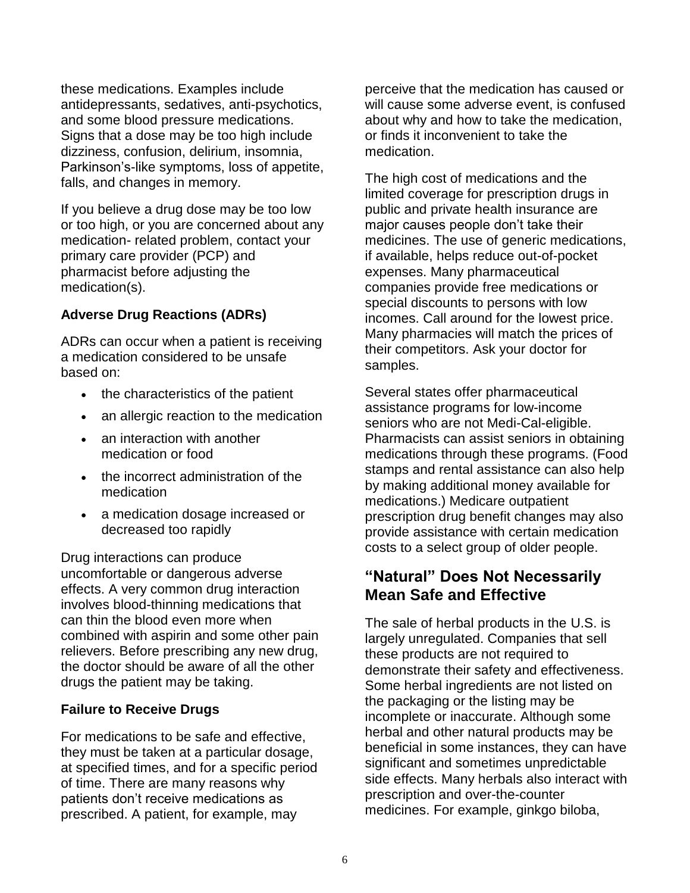these medications. Examples include antidepressants, sedatives, anti-psychotics, and some blood pressure medications. Signs that a dose may be too high include dizziness, confusion, delirium, insomnia, Parkinson's-like symptoms, loss of appetite, falls, and changes in memory.

If you believe a drug dose may be too low or too high, or you are concerned about any medication- related problem, contact your primary care provider (PCP) and pharmacist before adjusting the medication(s).

**Adverse Drug Reactions (ADRs)**

ADRs can occur when a patient is receiving a medication considered to be unsafe based on:

- the characteristics of the patient
- an allergic reaction to the medication
- an interaction with another medication or food
- the incorrect administration of the medication
- a medication dosage increased or decreased too rapidly

Drug interactions can produce uncomfortable or dangerous adverse effects. A very common drug interaction involves blood-thinning medications that can thin the blood even more when combined with aspirin and some other pain relievers. Before prescribing any new drug, the doctor should be aware of all the other drugs the patient may be taking.

**Failure to Receive Drugs**

For medications to be safe and effective, they must be taken at a particular dosage, at specified times, and for a specific period of time. There are many reasons why patients don't receive medications as prescribed. A patient, for example, may perceive that the medication has caused or will cause some adverse event, is confused about why and how to take the medication, or finds it inconvenient to take the medication.

The high cost of medications and the limited coverage for prescription drugs in public and private health insurance are major causes people don't take their medicines. The use of generic medications, if available, helps reduce out-of-pocket expenses. Many pharmaceutical companies provide free medications or special discounts to persons with low incomes. Call around for the lowest price. Many pharmacies will match the prices of their competitors. Ask your doctor for samples.

Several states offer pharmaceutical assistance programs for low-income seniors who are not Medi-Cal-eligible. Pharmacists can assist seniors in obtaining medications through these programs. (Food stamps and rental assistance can also help by making additional money available for medications.) Medicare outpatient prescription drug benefit changes may also provide assistance with certain medication costs to a select group of older people.

## "Natural" Does Not Necessarily Mean Safe and Effective

The sale of herbal products in the U.S. is largely unregulated. Companies that sell these products are not required to demonstrate their safety and effectiveness. Some herbal ingredients are not listed on the packaging or the listing may be incomplete or inaccurate. Although some herbal and other natural products may be beneficial in some instances, they can have significant and sometimes unpredictable side effects. Many herbals also interact with prescription and over-the-counter medicines. For example, ginkgo biloba,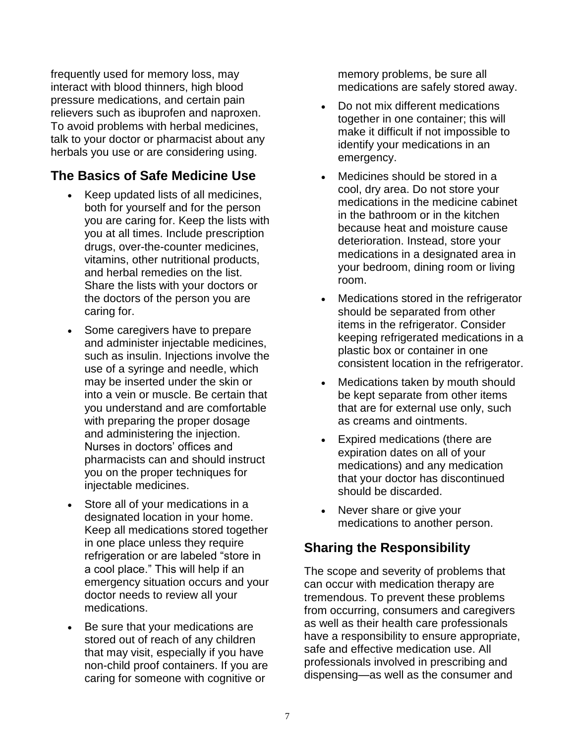frequently used for memory loss, may interact with blood thinners, high blood pressure medications, and certain pain relievers such as ibuprofen and naproxen. To avoid problems with herbal medicines, talk to your doctor or pharmacist about any herbals you use or are considering using.

## The Basics of Safe Medicine Use

- Keep updated lists of all medicines, both for yourself and for the person you are caring for. Keep the lists with you at all times. Include prescription drugs, over-the-counter medicines, vitamins, other nutritional products, and herbal remedies on the list. Share the lists with your doctors or the doctors of the person you are caring for.
- Some caregivers have to prepare and administer injectable medicines, such as insulin. Injections involve the use of a syringe and needle, which may be inserted under the skin or into a vein or muscle. Be certain that you understand and are comfortable with preparing the proper dosage and administering the injection. Nurses in doctors' offices and pharmacists can and should instruct you on the proper techniques for injectable medicines.
- Store all of your medications in a designated location in your home. Keep all medications stored together in one place unless they require refrigeration or are labeled "store in a cool place." This will help if an emergency situation occurs and your doctor needs to review all your medications.
- Be sure that your medications are stored out of reach of any children that may visit, especially if you have non-child proof containers. If you are caring for someone with cognitive or memory problems, be sure all medications are safely stored away.
- Do not mix different medications together in one container; this will make it difficult if not impossible to identify your medications in an emergency.
- Medicines should be stored in a cool, dry area. Do not store your medications in the medicine cabinet in the bathroom or in the kitchen because heat and moisture cause deterioration. Instead, store your medications in a designated area in your bedroom, dining room or living room.
- Medications stored in the refrigerator should be separated from other items in the refrigerator. Consider keeping refrigerated medications in a plastic box or container in one consistent location in the refrigerator.
- Medications taken by mouth should be kept separate from other items that are for external use only, such as creams and ointments.
- Expired medications (there are expiration dates on all of your medications) and any medication that your doctor has discontinued should be discarded.
- Never share or give your medications to another person.

## Sharing the Responsibility

The scope and severity of problems that can occur with medication therapy are tremendous. To prevent these problems from occurring, consumers and caregivers as well as their health care professionals have a responsibility to ensure appropriate, safe and effective medication use. All professionals involved in prescribing and dispensing—as well as the consumer and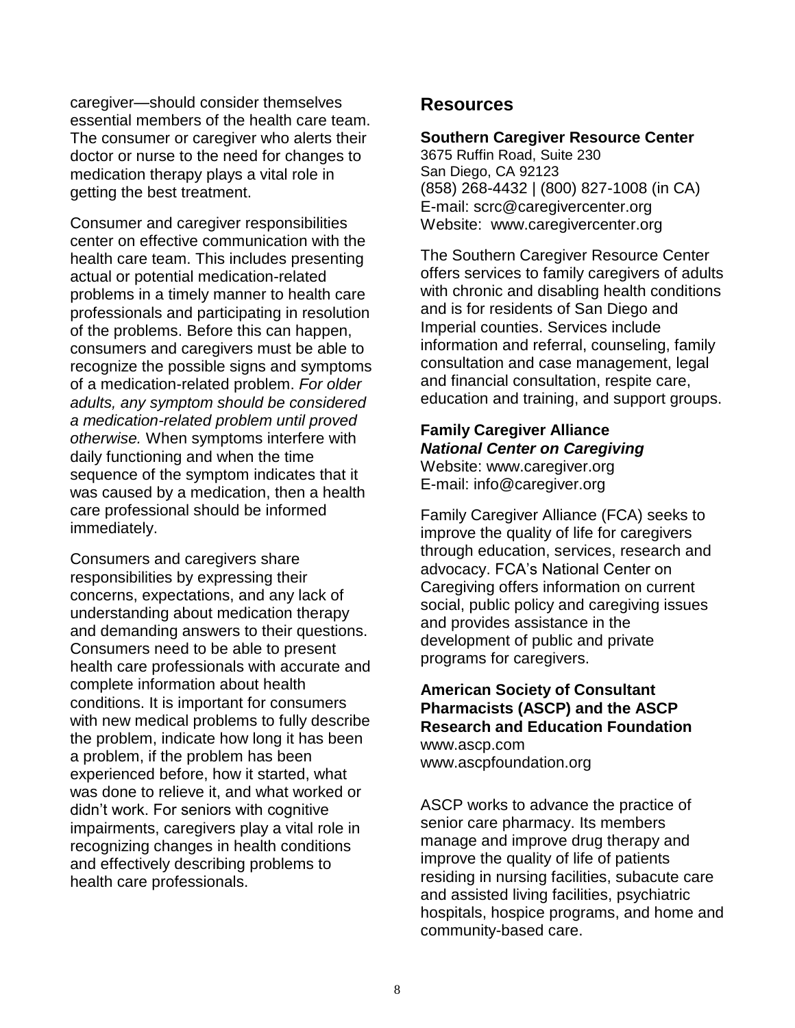caregiver—should consider themselves essential members of the health care team. The consumer or caregiver who alerts their doctor or nurse to the need for changes to medication therapy plays a vital role in getting the best treatment.

Consumer and caregiver responsibilities center on effective communication with the health care team. This includes presenting actual or potential medication-related problems in a timely manner to health care professionals and participating in resolution of the problems. Before this can happen, consumers and caregivers must be able to recognize the possible signs and symptoms of a medication-related problem. *For older adults, any symptom should be considered a medication-related problem until proved otherwise.* When symptoms interfere with daily functioning and when the time sequence of the symptom indicates that it was caused by a medication, then a health care professional should be informed immediately.

Consumers and caregivers share responsibilities by expressing their concerns, expectations, and any lack of understanding about medication therapy and demanding answers to their questions. Consumers need to be able to present health care professionals with accurate and complete information about health conditions. It is important for consumers with new medical problems to fully describe the problem, indicate how long it has been a problem, if the problem has been experienced before, how it started, what was done to relieve it, and what worked or didn't work. For seniors with cognitive impairments, caregivers play a vital role in recognizing changes in health conditions and effectively describing problems to health care professionals.

## Resources

**Southern Caregiver Resource Center**
3675 Ruffin Road, Suite 230
San Diego, CA 92123
(858) 268-4432 | (800) 827-1008 (in CA)
E-mail: scrc@caregivercenter.org
Website: www.caregivercenter.org

The Southern Caregiver Resource Center offers services to family caregivers of adults with chronic and disabling health conditions and is for residents of San Diego and Imperial counties. Services include information and referral, counseling, family consultation and case management, legal and financial consultation, respite care, education and training, and support groups.

**Family Caregiver Alliance**
***National Center on Caregiving***
Website: www.caregiver.org
E-mail: info@caregiver.org

Family Caregiver Alliance (FCA) seeks to improve the quality of life for caregivers through education, services, research and advocacy. FCA's National Center on Caregiving offers information on current social, public policy and caregiving issues and provides assistance in the development of public and private programs for caregivers.

**American Society of Consultant Pharmacists (ASCP) and the ASCP Research and Education Foundation**
www.ascp.com
www.ascpfoundation.org

ASCP works to advance the practice of senior care pharmacy. Its members manage and improve drug therapy and improve the quality of life of patients residing in nursing facilities, subacute care and assisted living facilities, psychiatric hospitals, hospice programs, and home and community-based care.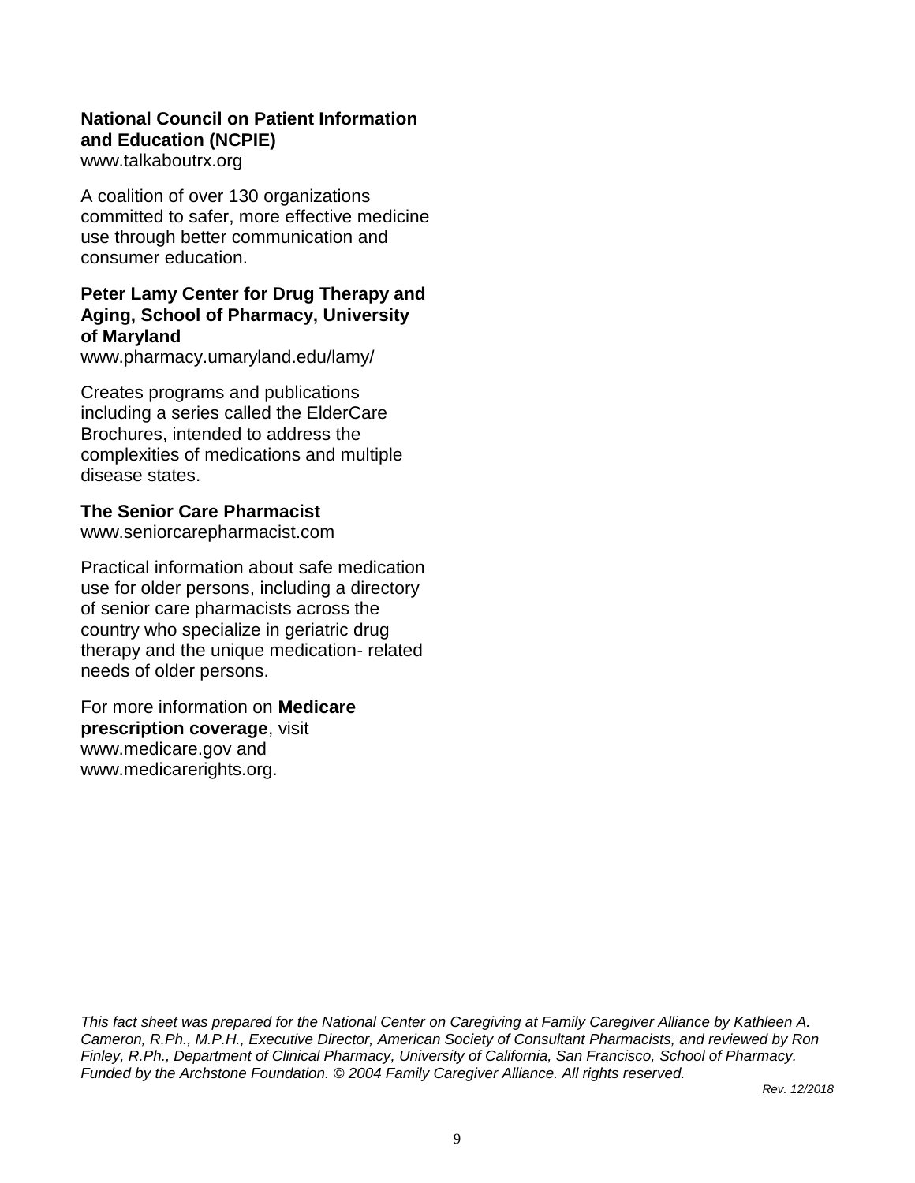**National Council on Patient Information and Education (NCPIE)**
www.talkaboutrx.org

A coalition of over 130 organizations committed to safer, more effective medicine use through better communication and consumer education.

**Peter Lamy Center for Drug Therapy and Aging, School of Pharmacy, University of Maryland**
www.pharmacy.umaryland.edu/lamy/

Creates programs and publications including a series called the ElderCare Brochures, intended to address the complexities of medications and multiple disease states.

**The Senior Care Pharmacist**
www.seniorcarepharmacist.com

Practical information about safe medication use for older persons, including a directory of senior care pharmacists across the country who specialize in geriatric drug therapy and the unique medication- related needs of older persons.

For more information on **Medicare prescription coverage**, visit www.medicare.gov and www.medicarerights.org.

*This fact sheet was prepared for the National Center on Caregiving at Family Caregiver Alliance by Kathleen A. Cameron, R.Ph., M.P.H., Executive Director, American Society of Consultant Pharmacists, and reviewed by Ron Finley, R.Ph., Department of Clinical Pharmacy, University of California, San Francisco, School of Pharmacy. Funded by the Archstone Foundation. © 2004 Family Caregiver Alliance. All rights reserved.*

*Rev. 12/2018*